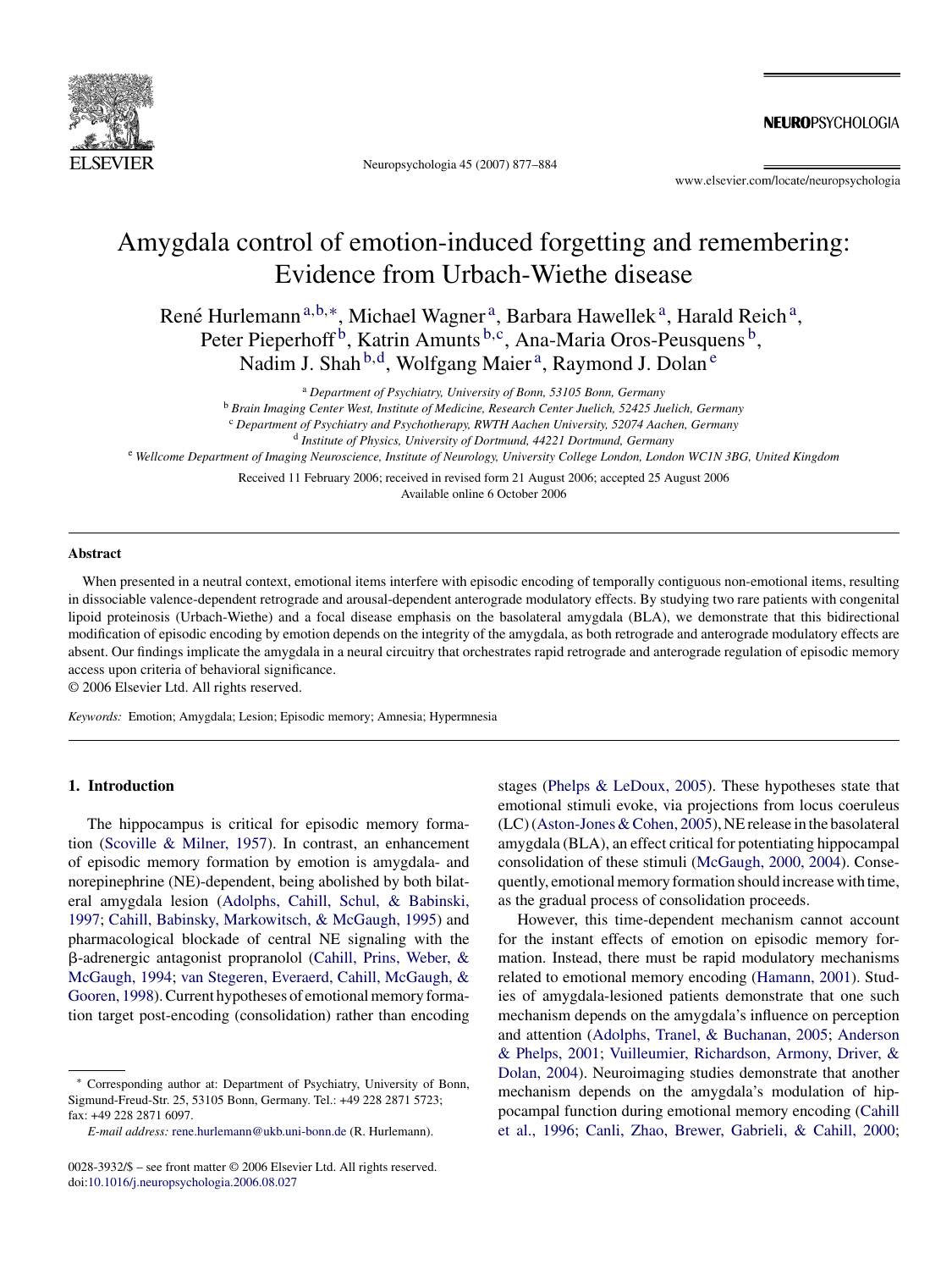# Amygdala control of emotion-induced forgetting and remembering: Evidence from Urbach-Wiethe disease

René Hurlemann [a,b,*], Michael Wagner [a], Barbara Hawellek [a], Harald Reich [a], Peter Pieperhoff [b], Katrin Amunts [b,c], Ana-Maria Oros-Peusquens [b], Nadim J. Shah [b,d], Wolfgang Maier [a], Raymond J. Dolan [e]

[a] *Department of Psychiatry, University of Bonn, 53105 Bonn, Germany*
[b] *Brain Imaging Center West, Institute of Medicine, Research Center Juelich, 52425 Juelich, Germany*
[c] *Department of Psychiatry and Psychotherapy, RWTH Aachen University, 52074 Aachen, Germany*
[d] *Institute of Physics, University of Dortmund, 44221 Dortmund, Germany*
[e] *Wellcome Department of Imaging Neuroscience, Institute of Neurology, University College London, London WC1N 3BG, United Kingdom*

Received 11 February 2006; received in revised form 21 August 2006; accepted 25 August 2006
Available online 6 October 2006

## Abstract

When presented in a neutral context, emotional items interfere with episodic encoding of temporally contiguous non-emotional items, resulting in dissociable valence-dependent retrograde and arousal-dependent anterograde modulatory effects. By studying two rare patients with congenital lipoid proteinosis (Urbach-Wiethe) and a focal disease emphasis on the basolateral amygdala (BLA), we demonstrate that this bidirectional modification of episodic encoding by emotion depends on the integrity of the amygdala, as both retrograde and anterograde modulatory effects are absent. Our findings implicate the amygdala in a neural circuitry that orchestrates rapid retrograde and anterograde regulation of episodic memory access upon criteria of behavioral significance.

© 2006 Elsevier Ltd. All rights reserved.

*Keywords:* Emotion; Amygdala; Lesion; Episodic memory; Amnesia; Hypermnesia

## 1. Introduction

The hippocampus is critical for episodic memory formation (Scoville & Milner, 1957). In contrast, an enhancement of episodic memory formation by emotion is amygdala- and norepinephrine (NE)-dependent, being abolished by both bilateral amygdala lesion (Adolphs, Cahill, Schul, & Babinski, 1997; Cahill, Babinsky, Markowitsch, & McGaugh, 1995) and pharmacological blockade of central NE signaling with the β-adrenergic antagonist propranolol (Cahill, Prins, Weber, & McGaugh, 1994; van Stegeren, Everaerd, Cahill, McGaugh, & Gooren, 1998). Current hypotheses of emotional memory formation target post-encoding (consolidation) rather than encoding stages (Phelps & LeDoux, 2005). These hypotheses state that emotional stimuli evoke, via projections from locus coeruleus (LC) (Aston-Jones & Cohen, 2005), NE release in the basolateral amygdala (BLA), an effect critical for potentiating hippocampal consolidation of these stimuli (McGaugh, 2000, 2004). Consequently, emotional memory formation should increase with time, as the gradual process of consolidation proceeds.

However, this time-dependent mechanism cannot account for the instant effects of emotion on episodic memory formation. Instead, there must be rapid modulatory mechanisms related to emotional memory encoding (Hamann, 2001). Studies of amygdala-lesioned patients demonstrate that one such mechanism depends on the amygdala's influence on perception and attention (Adolphs, Tranel, & Buchanan, 2005; Anderson & Phelps, 2001; Vuilleumier, Richardson, Armony, Driver, & Dolan, 2004). Neuroimaging studies demonstrate that another mechanism depends on the amygdala's modulation of hippocampal function during emotional memory encoding (Cahill et al., 1996; Canli, Zhao, Brewer, Gabrieli, & Cahill, 2000;

---

\* Corresponding author at: Department of Psychiatry, University of Bonn, Sigmund-Freud-Str. 25, 53105 Bonn, Germany. Tel.: +49 228 2871 5723; fax: +49 228 2871 6097.

*E-mail address:* rene.hurlemann@ukb.uni-bonn.de (R. Hurlemann).

0028-3932/$ – see front matter © 2006 Elsevier Ltd. All rights reserved.
doi:10.1016/j.neuropsychologia.2006.08.027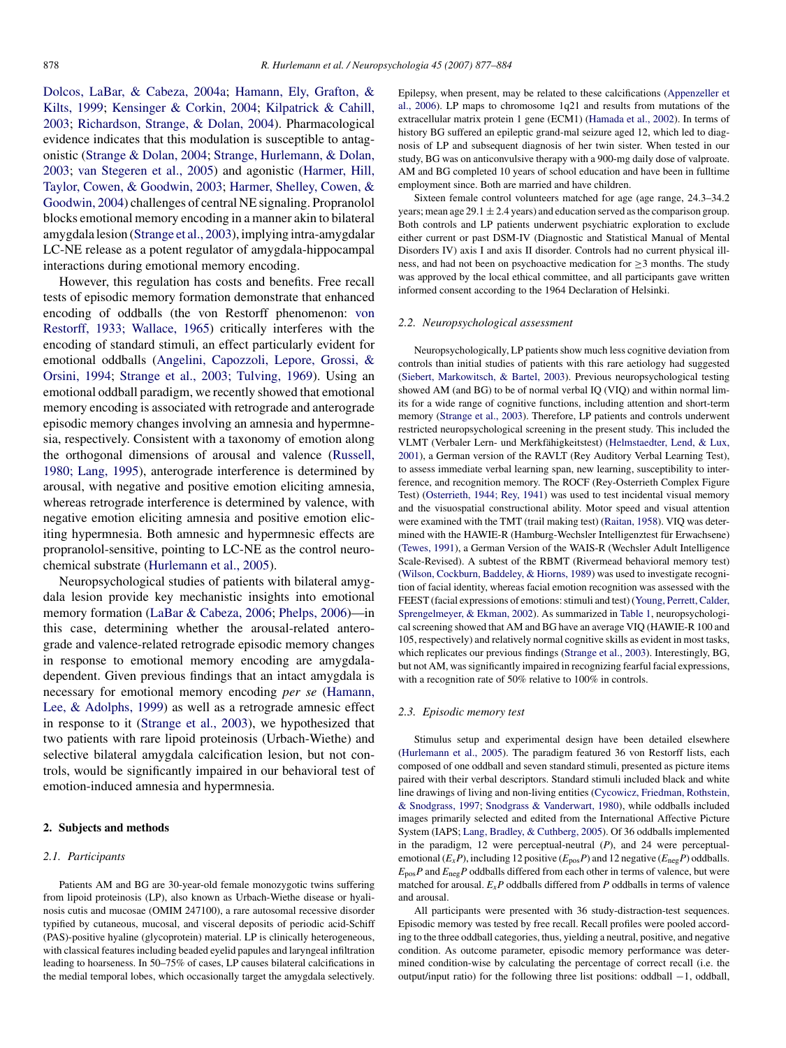Dolcos, LaBar, & Cabeza, 2004a; Hamann, Ely, Grafton, & Kilts, 1999; Kensinger & Corkin, 2004; Kilpatrick & Cahill, 2003; Richardson, Strange, & Dolan, 2004). Pharmacological evidence indicates that this modulation is susceptible to antagonistic (Strange & Dolan, 2004; Strange, Hurlemann, & Dolan, 2003; van Stegeren et al., 2005) and agonistic (Harmer, Hill, Taylor, Cowen, & Goodwin, 2003; Harmer, Shelley, Cowen, & Goodwin, 2004) challenges of central NE signaling. Propranolol blocks emotional memory encoding in a manner akin to bilateral amygdala lesion (Strange et al., 2003), implying intra-amygdalar LC-NE release as a potent regulator of amygdala-hippocampal interactions during emotional memory encoding.

However, this regulation has costs and benefits. Free recall tests of episodic memory formation demonstrate that enhanced encoding of oddballs (the von Restorff phenomenon: von Restorff, 1933; Wallace, 1965) critically interferes with the encoding of standard stimuli, an effect particularly evident for emotional oddballs (Angelini, Capozzoli, Lepore, Grossi, & Orsini, 1994; Strange et al., 2003; Tulving, 1969). Using an emotional oddball paradigm, we recently showed that emotional memory encoding is associated with retrograde and anterograde episodic memory changes involving an amnesia and hypermnesia, respectively. Consistent with a taxonomy of emotion along the orthogonal dimensions of arousal and valence (Russell, 1980; Lang, 1995), anterograde interference is determined by arousal, with negative and positive emotion eliciting amnesia, whereas retrograde interference is determined by valence, with negative emotion eliciting amnesia and positive emotion eliciting hypermnesia. Both amnesic and hypermnesic effects are propranolol-sensitive, pointing to LC-NE as the control neurochemical substrate (Hurlemann et al., 2005).

Neuropsychological studies of patients with bilateral amygdala lesion provide key mechanistic insights into emotional memory formation (LaBar & Cabeza, 2006; Phelps, 2006)—in this case, determining whether the arousal-related anterograde and valence-related retrograde episodic memory changes in response to emotional memory encoding are amygdala-dependent. Given previous findings that an intact amygdala is necessary for emotional memory encoding *per se* (Hamann, Lee, & Adolphs, 1999) as well as a retrograde amnesic effect in response to it (Strange et al., 2003), we hypothesized that two patients with rare lipoid proteinosis (Urbach-Wiethe) and selective bilateral amygdala calcification lesion, but not controls, would be significantly impaired in our behavioral test of emotion-induced amnesia and hypermnesia.

## 2. Subjects and methods

### 2.1. Participants

Patients AM and BG are 30-year-old female monozygotic twins suffering from lipoid proteinosis (LP), also known as Urbach-Wiethe disease or hyalinosis cutis and mucosae (OMIM 247100), a rare autosomal recessive disorder typified by cutaneous, mucosal, and visceral deposits of periodic acid-Schiff (PAS)-positive hyaline (glycoprotein) material. LP is clinically heterogeneous, with classical features including beaded eyelid papules and laryngeal infiltration leading to hoarseness. In 50–75% of cases, LP causes bilateral calcifications in the medial temporal lobes, which occasionally target the amygdala selectively. Epilepsy, when present, may be related to these calcifications (Appenzeller et al., 2006). LP maps to chromosome 1q21 and results from mutations of the extracellular matrix protein 1 gene (ECM1) (Hamada et al., 2002). In terms of history BG suffered an epileptic grand-mal seizure aged 12, which led to diagnosis of LP and subsequent diagnosis of her twin sister. When tested in our study, BG was on anticonvulsive therapy with a 900-mg daily dose of valproate. AM and BG completed 10 years of school education and have been in fulltime employment since. Both are married and have children.

Sixteen female control volunteers matched for age (age range, 24.3–34.2 years; mean age 29.1 ± 2.4 years) and education served as the comparison group. Both controls and LP patients underwent psychiatric exploration to exclude either current or past DSM-IV (Diagnostic and Statistical Manual of Mental Disorders IV) axis I and axis II disorder. Controls had no current physical illness, and had not been on psychoactive medication for ≥3 months. The study was approved by the local ethical committee, and all participants gave written informed consent according to the 1964 Declaration of Helsinki.

### 2.2. Neuropsychological assessment

Neuropsychologically, LP patients show much less cognitive deviation from controls than initial studies of patients with this rare aetiology had suggested (Siebert, Markowitsch, & Bartel, 2003). Previous neuropsychological testing showed AM (and BG) to be of normal verbal IQ (VIQ) and within normal limits for a wide range of cognitive functions, including attention and short-term memory (Strange et al., 2003). Therefore, LP patients and controls underwent restricted neuropsychological screening in the present study. This included the VLMT (Verbaler Lern- und Merkfähigkeitstest) (Helmstaedter, Lend, & Lux, 2001), a German version of the RAVLT (Rey Auditory Verbal Learning Test), to assess immediate verbal learning span, new learning, susceptibility to interference, and recognition memory. The ROCF (Rey-Osterrieth Complex Figure Test) (Osterrieth, 1944; Rey, 1941) was used to test incidental visual memory and the visuospatial constructional ability. Motor speed and visual attention were examined with the TMT (trail making test) (Raitan, 1958). VIQ was determined with the HAWIE-R (Hamburg-Wechsler Intelligenztest für Erwachsene) (Tewes, 1991), a German Version of the WAIS-R (Wechsler Adult Intelligence Scale-Revised). A subtest of the RBMT (Rivermead behavioral memory test) (Wilson, Cockburn, Baddeley, & Hiorns, 1989) was used to investigate recognition of facial identity, whereas facial emotion recognition was assessed with the FEEST (facial expressions of emotions: stimuli and test) (Young, Perrett, Calder, Sprengelmeyer, & Ekman, 2002). As summarized in Table 1, neuropsychological screening showed that AM and BG have an average VIQ (HAWIE-R 100 and 105, respectively) and relatively normal cognitive skills as evident in most tasks, which replicates our previous findings (Strange et al., 2003). Interestingly, BG, but not AM, was significantly impaired in recognizing fearful facial expressions, with a recognition rate of 50% relative to 100% in controls.

### 2.3. Episodic memory test

Stimulus setup and experimental design have been detailed elsewhere (Hurlemann et al., 2005). The paradigm featured 36 von Restorff lists, each composed of one oddball and seven standard stimuli, presented as picture items paired with their verbal descriptors. Standard stimuli included black and white line drawings of living and non-living entities (Cycowicz, Friedman, Rothstein, & Snodgrass, 1997; Snodgrass & Vanderwart, 1980), while oddballs included images primarily selected and edited from the International Affective Picture System (IAPS; Lang, Bradley, & Cuthberg, 2005). Of 36 oddballs implemented in the paradigm, 12 were perceptual-neutral ($P$), and 24 were perceptual-emotional ($E_xP$), including 12 positive ($E_{pos}P$) and 12 negative ($E_{neg}P$) oddballs. $E_{pos}P$ and $E_{neg}P$ oddballs differed from each other in terms of valence, but were matched for arousal. $E_xP$ oddballs differed from $P$ oddballs in terms of valence and arousal.

All participants were presented with 36 study-distraction-test sequences. Episodic memory was tested by free recall. Recall profiles were pooled according to the three oddball categories, thus, yielding a neutral, positive, and negative condition. As outcome parameter, episodic memory performance was determined condition-wise by calculating the percentage of correct recall (i.e. the output/input ratio) for the following three list positions: oddball −1, oddball,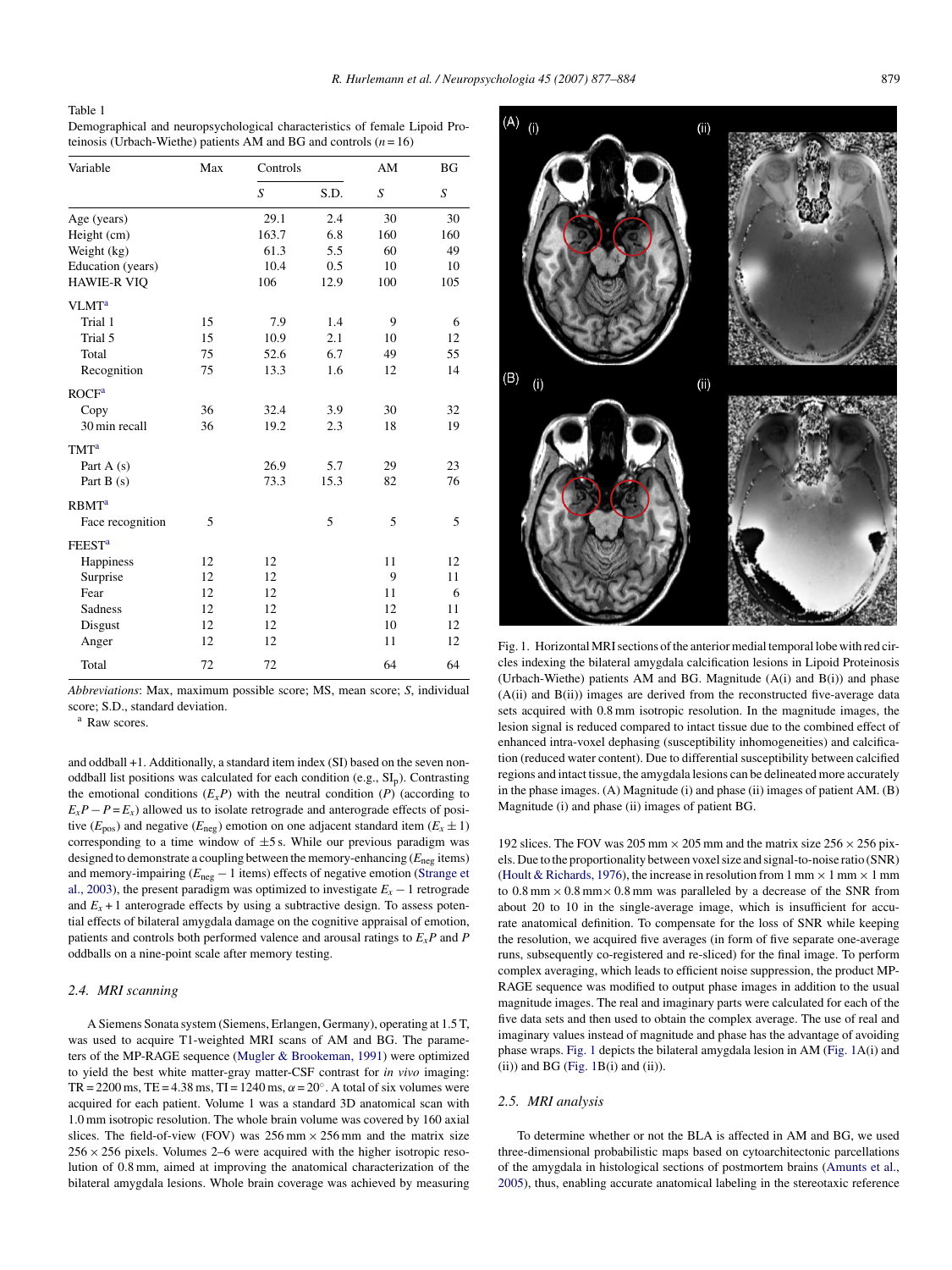Table 1
Demographical and neuropsychological characteristics of female Lipoid Proteinosis (Urbach-Wiethe) patients AM and BG and controls ($n = 16$)

| Variable | Max | Controls | | AM | BG |
|---|---|---|---|---|---|
| | | *S* | S.D. | *S* | *S* |
| Age (years) | | 29.1 | 2.4 | 30 | 30 |
| Height (cm) | | 163.7 | 6.8 | 160 | 160 |
| Weight (kg) | | 61.3 | 5.5 | 60 | 49 |
| Education (years) | | 10.4 | 0.5 | 10 | 10 |
| HAWIE-R VIQ | | 106 | 12.9 | 100 | 105 |
| VLMT[a] | | | | | |
| Trial 1 | 15 | 7.9 | 1.4 | 9 | 6 |
| Trial 5 | 15 | 10.9 | 2.1 | 10 | 12 |
| Total | 75 | 52.6 | 6.7 | 49 | 55 |
| Recognition | 75 | 13.3 | 1.6 | 12 | 14 |
| ROCF[a] | | | | | |
| Copy | 36 | 32.4 | 3.9 | 30 | 32 |
| 30 min recall | 36 | 19.2 | 2.3 | 18 | 19 |
| TMT[a] | | | | | |
| Part A (s) | | 26.9 | 5.7 | 29 | 23 |
| Part B (s) | | 73.3 | 15.3 | 82 | 76 |
| RBMT[a] | | | | | |
| Face recognition | 5 | | 5 | 5 | 5 |
| FEEST[a] | | | | | |
| Happiness | 12 | 12 | | 11 | 12 |
| Surprise | 12 | 12 | | 9 | 11 |
| Fear | 12 | 12 | | 11 | 6 |
| Sadness | 12 | 12 | | 12 | 11 |
| Disgust | 12 | 12 | | 10 | 12 |
| Anger | 12 | 12 | | 11 | 12 |
| Total | 72 | 72 | | 64 | 64 |

*Abbreviations*: Max, maximum possible score; MS, mean score; *S*, individual score; S.D., standard deviation.
[a] Raw scores.

and oddball +1. Additionally, a standard item index (SI) based on the seven non-oddball list positions was calculated for each condition (e.g., $SI_p$). Contrasting the emotional conditions ($E_xP$) with the neutral condition ($P$) (according to $E_xP - P = E_x$) allowed us to isolate retrograde and anterograde effects of positive ($E_{pos}$) and negative ($E_{neg}$) emotion on one adjacent standard item ($E_x \pm 1$) corresponding to a time window of ±5 s. While our previous paradigm was designed to demonstrate a coupling between the memory-enhancing ($E_{neg}$ items) and memory-impairing ($E_{neg} - 1$ items) effects of negative emotion (Strange et al., 2003), the present paradigm was optimized to investigate $E_x - 1$ retrograde and $E_x + 1$ anterograde effects by using a subtractive design. To assess potential effects of bilateral amygdala damage on the cognitive appraisal of emotion, patients and controls both performed valence and arousal ratings to $E_xP$ and $P$ oddballs on a nine-point scale after memory testing.

### 2.4. MRI scanning

A Siemens Sonata system (Siemens, Erlangen, Germany), operating at 1.5 T, was used to acquire T1-weighted MRI scans of AM and BG. The parameters of the MP-RAGE sequence (Mugler & Brookeman, 1991) were optimized to yield the best white matter-gray matter-CSF contrast for *in vivo* imaging: TR = 2200 ms, TE = 4.38 ms, TI = 1240 ms, $\alpha = 20°$. A total of six volumes were acquired for each patient. Volume 1 was a standard 3D anatomical scan with 1.0 mm isotropic resolution. The whole brain volume was covered by 160 axial slices. The field-of-view (FOV) was 256 mm × 256 mm and the matrix size 256 × 256 pixels. Volumes 2–6 were acquired with the higher isotropic resolution of 0.8 mm, aimed at improving the anatomical characterization of the bilateral amygdala lesions. Whole brain coverage was achieved by measuring 192 slices. The FOV was 205 mm × 205 mm and the matrix size 256 × 256 pixels. Due to the proportionality between voxel size and signal-to-noise ratio (SNR) (Hoult & Richards, 1976), the increase in resolution from 1 mm × 1 mm × 1 mm to 0.8 mm × 0.8 mm × 0.8 mm was paralleled by a decrease of the SNR from about 20 to 10 in the single-average image, which is insufficient for accurate anatomical definition. To compensate for the loss of SNR while keeping the resolution, we acquired five averages (in form of five separate one-average runs, subsequently co-registered and re-sliced) for the final image. To perform complex averaging, which leads to efficient noise suppression, the product MP-RAGE sequence was modified to output phase images in addition to the usual magnitude images. The real and imaginary parts were calculated for each of the five data sets and then used to obtain the complex average. The use of real and imaginary values instead of magnitude and phase has the advantage of avoiding phase wraps. Fig. 1 depicts the bilateral amygdala lesion in AM (Fig. 1A(i) and (ii)) and BG (Fig. 1B(i) and (ii)).

Fig. 1. Horizontal MRI sections of the anterior medial temporal lobe with red circles indexing the bilateral amygdala calcification lesions in Lipoid Proteinosis (Urbach-Wiethe) patients AM and BG. Magnitude (A(i) and B(i)) and phase (A(ii) and B(ii)) images are derived from the reconstructed five-average data sets acquired with 0.8 mm isotropic resolution. In the magnitude images, the lesion signal is reduced compared to intact tissue due to the combined effect of enhanced intra-voxel dephasing (susceptibility inhomogeneities) and calcification (reduced water content). Due to differential susceptibility between calcified regions and intact tissue, the amygdala lesions can be delineated more accurately in the phase images. (A) Magnitude (i) and phase (ii) images of patient AM. (B) Magnitude (i) and phase (ii) images of patient BG.

### 2.5. MRI analysis

To determine whether or not the BLA is affected in AM and BG, we used three-dimensional probabilistic maps based on cytoarchitectonic parcellations of the amygdala in histological sections of postmortem brains (Amunts et al., 2005), thus, enabling accurate anatomical labeling in the stereotaxic reference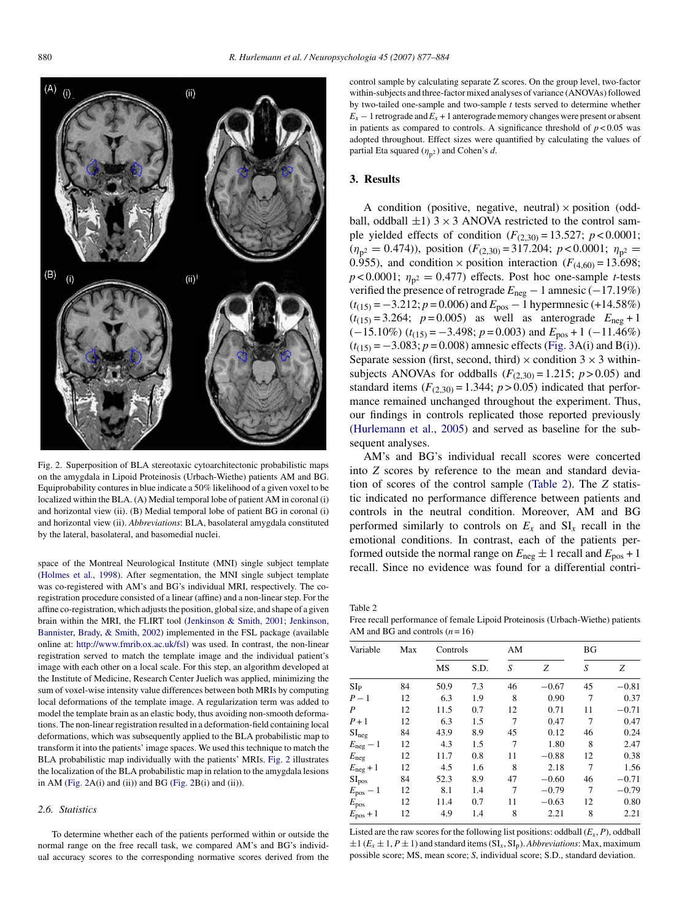Fig. 2. Superposition of BLA stereotaxic cytoarchitectonic probabilistic maps on the amygdala in Lipoid Proteinosis (Urbach-Wiethe) patients AM and BG. Equiprobability contures in blue indicate a 50% likelihood of a given voxel to be localized within the BLA. (A) Medial temporal lobe of patient AM in coronal (i) and horizontal view (ii). (B) Medial temporal lobe of patient BG in coronal (i) and horizontal view (ii). *Abbreviations*: BLA, basolateral amygdala constituted by the lateral, basolateral, and basomedial nuclei.

space of the Montreal Neurological Institute (MNI) single subject template (Holmes et al., 1998). After segmentation, the MNI single subject template was co-registered with AM's and BG's individual MRI, respectively. The co-registration procedure consisted of a linear (affine) and a non-linear step. For the affine co-registration, which adjusts the position, global size, and shape of a given brain within the MRI, the FLIRT tool (Jenkinson & Smith, 2001; Jenkinson, Bannister, Brady, & Smith, 2002) implemented in the FSL package (available online at: http://www.fmrib.ox.ac.uk/fsl) was used. In contrast, the non-linear registration served to match the template image and the individual patient's image with each other on a local scale. For this step, an algorithm developed at the Institute of Medicine, Research Center Juelich was applied, minimizing the sum of voxel-wise intensity value differences between both MRIs by computing local deformations of the template image. A regularization term was added to model the template brain as an elastic body, thus avoiding non-smooth deformations. The non-linear registration resulted in a deformation-field containing local deformations, which was subsequently applied to the BLA probabilistic map to transform it into the patients' image spaces. We used this technique to match the BLA probabilistic map individually with the patients' MRIs. Fig. 2 illustrates the localization of the BLA probabilistic map in relation to the amygdala lesions in AM (Fig. 2A(i) and (ii)) and BG (Fig. 2B(i) and (ii)).

### 2.6. Statistics

To determine whether each of the patients performed within or outside the normal range on the free recall task, we compared AM's and BG's individual accuracy scores to the corresponding normative scores derived from the control sample by calculating separate Z scores. On the group level, two-factor within-subjects and three-factor mixed analyses of variance (ANOVAs) followed by two-tailed one-sample and two-sample *t* tests served to determine whether $E_x - 1$ retrograde and $E_x + 1$ anterograde memory changes were present or absent in patients as compared to controls. A significance threshold of $p < 0.05$ was adopted throughout. Effect sizes were quantified by calculating the values of partial Eta squared ($\eta_{p^2}$) and Cohen's *d*.

## 3. Results

A condition (positive, negative, neutral) × position (oddball, oddball ±1) 3 × 3 ANOVA restricted to the control sample yielded effects of condition ($F_{(2,30)} = 13.527$; $p < 0.0001$; ($\eta_{p^2} = 0.474$)), position ($F_{(2,30)} = 317.204$; $p < 0.0001$; $\eta_{p^2} = 0.955$), and condition × position interaction ($F_{(4,60)} = 13.698$; $p < 0.0001$; $\eta_{p^2} = 0.477$) effects. Post hoc one-sample *t*-tests verified the presence of retrograde $E_{neg} - 1$ amnesic (−17.19%) ($t_{(15)} = -3.212$; $p = 0.006$) and $E_{pos} - 1$ hypermnesic (+14.58%) ($t_{(15)} = 3.264$; $p = 0.005$) as well as anterograde $E_{neg} + 1$ (−15.10%) ($t_{(15)} = -3.498$; $p = 0.003$) and $E_{pos} + 1$ (−11.46%) ($t_{(15)} = -3.083$; $p = 0.008$) amnesic effects (Fig. 3A(i) and B(i)). Separate session (first, second, third) × condition 3 × 3 within-subjects ANOVAs for oddballs ($F_{(2,30)} = 1.215$; $p > 0.05$) and standard items ($F_{(2,30)} = 1.344$; $p > 0.05$) indicated that performance remained unchanged throughout the experiment. Thus, our findings in controls replicated those reported previously (Hurlemann et al., 2005) and served as baseline for the subsequent analyses.

AM's and BG's individual recall scores were concerted into *Z* scores by reference to the mean and standard deviation of scores of the control sample (Table 2). The *Z* statistic indicated no performance difference between patients and controls in the neutral condition. Moreover, AM and BG performed similarly to controls on $E_x$ and $SI_x$ recall in the emotional conditions. In contrast, each of the patients performed outside the normal range on $E_{neg} \pm 1$ recall and $E_{pos} + 1$ recall. Since no evidence was found for a differential contri-

Table 2
Free recall performance of female Lipoid Proteinosis (Urbach-Wiethe) patients AM and BG and controls ($n = 16$)

| Variable | Max | Controls | | AM | | BG | |
|---|---|---|---|---|---|---|---|
| | | MS | S.D. | *S* | *Z* | *S* | *Z* |
| $SI_P$ | 84 | 50.9 | 7.3 | 46 | −0.67 | 45 | −0.81 |
| $P - 1$ | 12 | 6.3 | 1.9 | 8 | 0.90 | 7 | 0.37 |
| $P$ | 12 | 11.5 | 0.7 | 12 | 0.71 | 11 | −0.71 |
| $P + 1$ | 12 | 6.3 | 1.5 | 7 | 0.47 | 7 | 0.47 |
| $SI_{neg}$ | 84 | 43.9 | 8.9 | 45 | 0.12 | 46 | 0.24 |
| $E_{neg} - 1$ | 12 | 4.3 | 1.5 | 7 | 1.80 | 8 | 2.47 |
| $E_{neg}$ | 12 | 11.7 | 0.8 | 11 | −0.88 | 12 | 0.38 |
| $E_{neg} + 1$ | 12 | 4.5 | 1.6 | 8 | 2.18 | 7 | 1.56 |
| $SI_{pos}$ | 84 | 52.3 | 8.9 | 47 | −0.60 | 46 | −0.71 |
| $E_{pos} - 1$ | 12 | 8.1 | 1.4 | 7 | −0.79 | 7 | −0.79 |
| $E_{pos}$ | 12 | 11.4 | 0.7 | 11 | −0.63 | 12 | 0.80 |
| $E_{pos} + 1$ | 12 | 4.9 | 1.4 | 8 | 2.21 | 8 | 2.21 |

Listed are the raw scores for the following list positions: oddball ($E_x$, *P*), oddball ±1 ($E_x \pm 1$, $P \pm 1$) and standard items ($SI_x$, $SI_P$). *Abbreviations*: Max, maximum possible score; MS, mean score; *S*, individual score; S.D., standard deviation.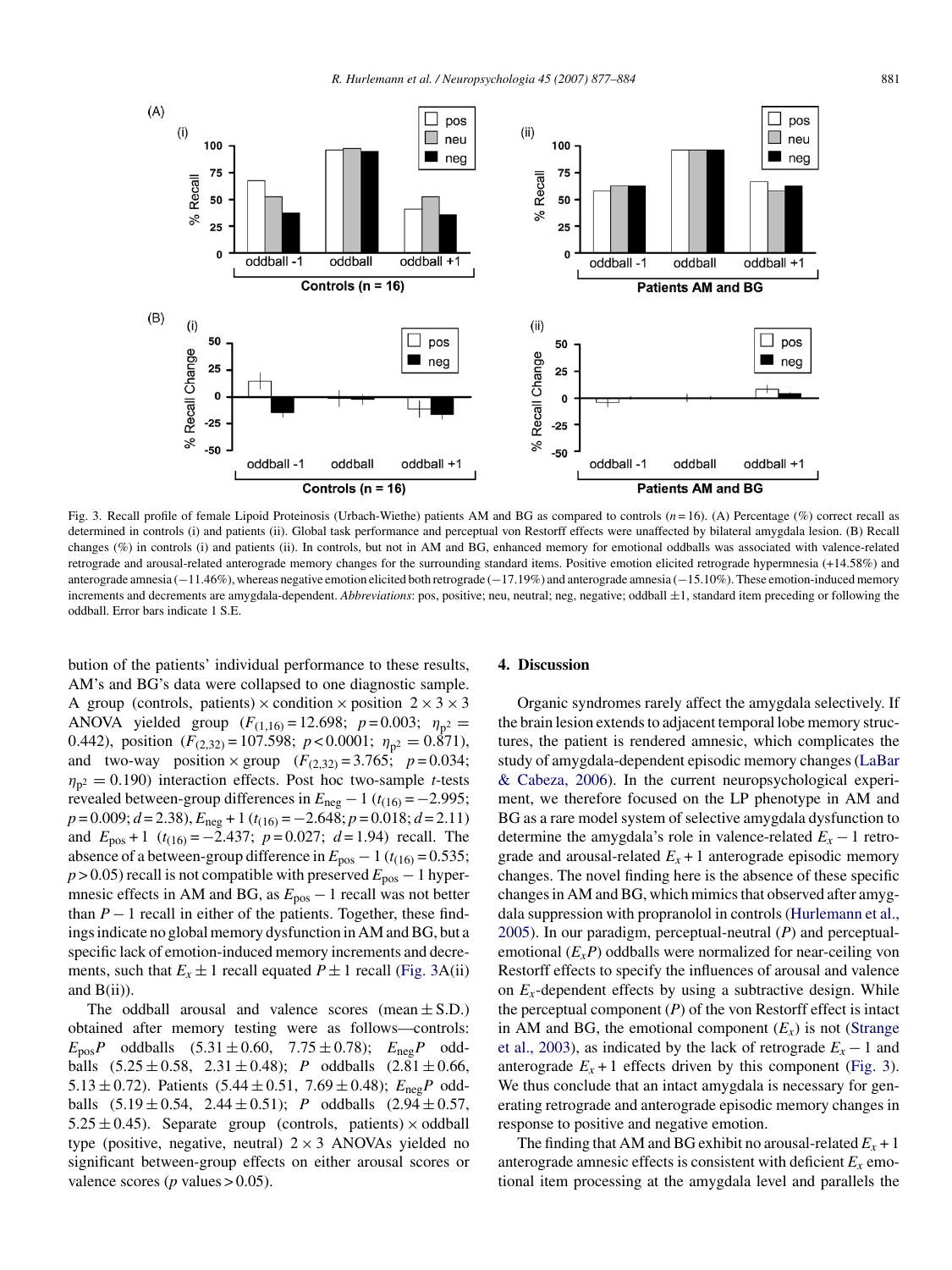Fig. 3. Recall profile of female Lipoid Proteinosis (Urbach-Wiethe) patients AM and BG as compared to controls ($n = 16$). (A) Percentage (%) correct recall as determined in controls (i) and patients (ii). Global task performance and perceptual von Restorff effects were unaffected by bilateral amygdala lesion. (B) Recall changes (%) in controls (i) and patients (ii). In controls, but not in AM and BG, enhanced memory for emotional oddballs was associated with valence-related retrograde and arousal-related anterograde memory changes for the surrounding standard items. Positive emotion elicited retrograde hypermnesia (+14.58%) and anterograde amnesia (−11.46%), whereas negative emotion elicited both retrograde (−17.19%) and anterograde amnesia (−15.10%). These emotion-induced memory increments and decrements are amygdala-dependent. *Abbreviations*: pos, positive; neu, neutral; neg, negative; oddball ±1, standard item preceding or following the oddball. Error bars indicate 1 S.E.

bution of the patients' individual performance to these results, AM's and BG's data were collapsed to one diagnostic sample. A group (controls, patients) × condition × position 2 × 3 × 3 ANOVA yielded group ($F_{(1,16)} = 12.698$; $p = 0.003$; $\eta_{p^2} = 0.442$), position ($F_{(2,32)} = 107.598$; $p < 0.0001$; $\eta_{p^2} = 0.871$), and two-way position × group ($F_{(2,32)} = 3.765$; $p = 0.034$; $\eta_{p^2} = 0.190$) interaction effects. Post hoc two-sample *t*-tests revealed between-group differences in $E_{neg} - 1$ ($t_{(16)} = -2.995$; $p = 0.009$; $d = 2.38$), $E_{neg} + 1$ ($t_{(16)} = -2.648$; $p = 0.018$; $d = 2.11$) and $E_{pos} + 1$ ($t_{(16)} = -2.437$; $p = 0.027$; $d = 1.94$) recall. The absence of a between-group difference in $E_{pos} - 1$ ($t_{(16)} = 0.535$; $p > 0.05$) recall is not compatible with preserved $E_{pos} - 1$ hypermnesic effects in AM and BG, as $E_{pos} - 1$ recall was not better than $P - 1$ recall in either of the patients. Together, these findings indicate no global memory dysfunction in AM and BG, but a specific lack of emotion-induced memory increments and decrements, such that $E_x \pm 1$ recall equated $P \pm 1$ recall (Fig. 3A(ii) and B(ii)).

The oddball arousal and valence scores (mean ± S.D.) obtained after memory testing were as follows—controls: $E_{pos}P$ oddballs (5.31 ± 0.60, 7.75 ± 0.78); $E_{neg}P$ oddballs (5.25 ± 0.58, 2.31 ± 0.48); $P$ oddballs (2.81 ± 0.66, 5.13 ± 0.72). Patients (5.44 ± 0.51, 7.69 ± 0.48); $E_{neg}P$ oddballs (5.19 ± 0.54, 2.44 ± 0.51); $P$ oddballs (2.94 ± 0.57, 5.25 ± 0.45). Separate group (controls, patients) × oddball type (positive, negative, neutral) 2 × 3 ANOVAs yielded no significant between-group effects on either arousal scores or valence scores ($p$ values > 0.05).

## 4. Discussion

Organic syndromes rarely affect the amygdala selectively. If the brain lesion extends to adjacent temporal lobe memory structures, the patient is rendered amnesic, which complicates the study of amygdala-dependent episodic memory changes (LaBar & Cabeza, 2006). In the current neuropsychological experiment, we therefore focused on the LP phenotype in AM and BG as a rare model system of selective amygdala dysfunction to determine the amygdala's role in valence-related $E_x - 1$ retrograde and arousal-related $E_x + 1$ anterograde episodic memory changes. The novel finding here is the absence of these specific changes in AM and BG, which mimics that observed after amygdala suppression with propranolol in controls (Hurlemann et al., 2005). In our paradigm, perceptual-neutral ($P$) and perceptual-emotional ($E_xP$) oddballs were normalized for near-ceiling von Restorff effects to specify the influences of arousal and valence on $E_x$-dependent effects by using a subtractive design. While the perceptual component ($P$) of the von Restorff effect is intact in AM and BG, the emotional component ($E_x$) is not (Strange et al., 2003), as indicated by the lack of retrograde $E_x - 1$ and anterograde $E_x + 1$ effects driven by this component (Fig. 3). We thus conclude that an intact amygdala is necessary for generating retrograde and anterograde episodic memory changes in response to positive and negative emotion.

The finding that AM and BG exhibit no arousal-related $E_x + 1$ anterograde amnesic effects is consistent with deficient $E_x$ emotional item processing at the amygdala level and parallels the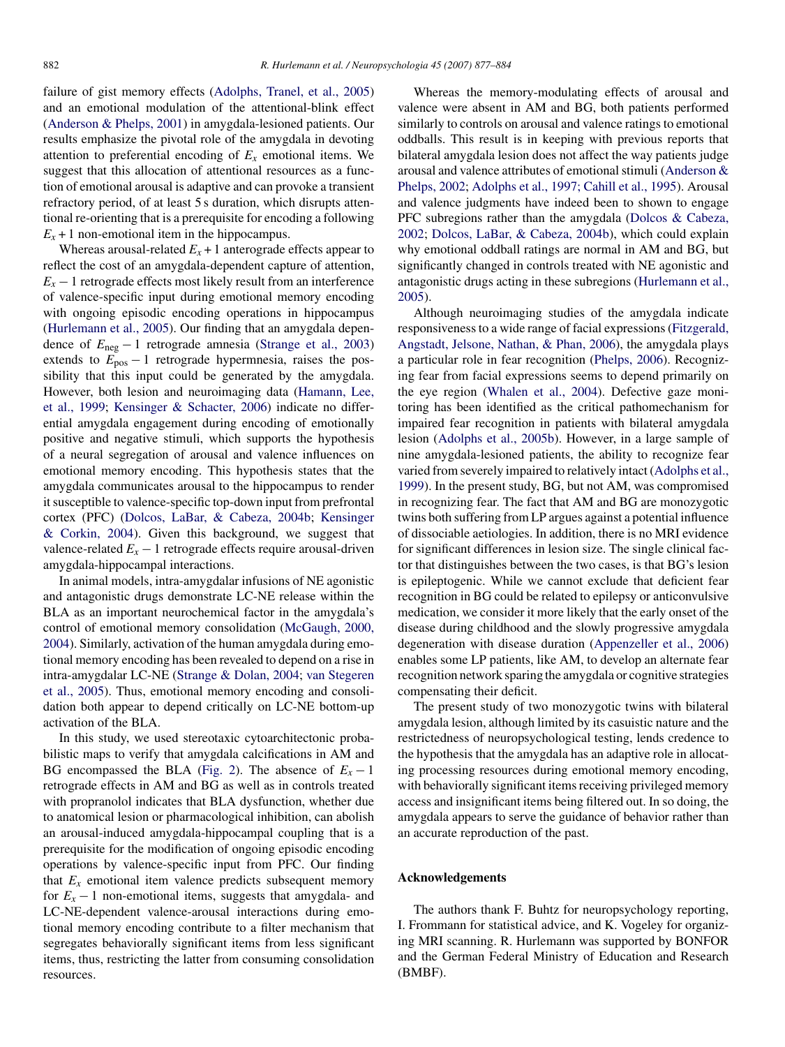failure of gist memory effects (Adolphs, Tranel, et al., 2005) and an emotional modulation of the attentional-blink effect (Anderson & Phelps, 2001) in amygdala-lesioned patients. Our results emphasize the pivotal role of the amygdala in devoting attention to preferential encoding of $E_x$ emotional items. We suggest that this allocation of attentional resources as a function of emotional arousal is adaptive and can provoke a transient refractory period, of at least 5 s duration, which disrupts attentional re-orienting that is a prerequisite for encoding a following $E_x + 1$ non-emotional item in the hippocampus.

Whereas arousal-related $E_x + 1$ anterograde effects appear to reflect the cost of an amygdala-dependent capture of attention, $E_x - 1$ retrograde effects most likely result from an interference of valence-specific input during emotional memory encoding with ongoing episodic encoding operations in hippocampus (Hurlemann et al., 2005). Our finding that an amygdala dependence of $E_{neg} - 1$ retrograde amnesia (Strange et al., 2003) extends to $E_{pos} - 1$ retrograde hypermnesia, raises the possibility that this input could be generated by the amygdala. However, both lesion and neuroimaging data (Hamann, Lee, et al., 1999; Kensinger & Schacter, 2006) indicate no differential amygdala engagement during encoding of emotionally positive and negative stimuli, which supports the hypothesis of a neural segregation of arousal and valence influences on emotional memory encoding. This hypothesis states that the amygdala communicates arousal to the hippocampus to render it susceptible to valence-specific top-down input from prefrontal cortex (PFC) (Dolcos, LaBar, & Cabeza, 2004b; Kensinger & Corkin, 2004). Given this background, we suggest that valence-related $E_x - 1$ retrograde effects require arousal-driven amygdala-hippocampal interactions.

In animal models, intra-amygdalar infusions of NE agonistic and antagonistic drugs demonstrate LC-NE release within the BLA as an important neurochemical factor in the amygdala's control of emotional memory consolidation (McGaugh, 2000, 2004). Similarly, activation of the human amygdala during emotional memory encoding has been revealed to depend on a rise in intra-amygdalar LC-NE (Strange & Dolan, 2004; van Stegeren et al., 2005). Thus, emotional memory encoding and consolidation both appear to depend critically on LC-NE bottom-up activation of the BLA.

In this study, we used stereotaxic cytoarchitectonic probabilistic maps to verify that amygdala calcifications in AM and BG encompassed the BLA (Fig. 2). The absence of $E_x - 1$ retrograde effects in AM and BG as well as in controls treated with propranolol indicates that BLA dysfunction, whether due to anatomical lesion or pharmacological inhibition, can abolish an arousal-induced amygdala-hippocampal coupling that is a prerequisite for the modification of ongoing episodic encoding operations by valence-specific input from PFC. Our finding that $E_x$ emotional item valence predicts subsequent memory for $E_x - 1$ non-emotional items, suggests that amygdala- and LC-NE-dependent valence-arousal interactions during emotional memory encoding contribute to a filter mechanism that segregates behaviorally significant items from less significant items, thus, restricting the latter from consuming consolidation resources.

Whereas the memory-modulating effects of arousal and valence were absent in AM and BG, both patients performed similarly to controls on arousal and valence ratings to emotional oddballs. This result is in keeping with previous reports that bilateral amygdala lesion does not affect the way patients judge arousal and valence attributes of emotional stimuli (Anderson & Phelps, 2002; Adolphs et al., 1997; Cahill et al., 1995). Arousal and valence judgments have indeed been to shown to engage PFC subregions rather than the amygdala (Dolcos & Cabeza, 2002; Dolcos, LaBar, & Cabeza, 2004b), which could explain why emotional oddball ratings are normal in AM and BG, but significantly changed in controls treated with NE agonistic and antagonistic drugs acting in these subregions (Hurlemann et al., 2005).

Although neuroimaging studies of the amygdala indicate responsiveness to a wide range of facial expressions (Fitzgerald, Angstadt, Jelsone, Nathan, & Phan, 2006), the amygdala plays a particular role in fear recognition (Phelps, 2006). Recognizing fear from facial expressions seems to depend primarily on the eye region (Whalen et al., 2004). Defective gaze monitoring has been identified as the critical pathomechanism for impaired fear recognition in patients with bilateral amygdala lesion (Adolphs et al., 2005b). However, in a large sample of nine amygdala-lesioned patients, the ability to recognize fear varied from severely impaired to relatively intact (Adolphs et al., 1999). In the present study, BG, but not AM, was compromised in recognizing fear. The fact that AM and BG are monozygotic twins both suffering from LP argues against a potential influence of dissociable aetiologies. In addition, there is no MRI evidence for significant differences in lesion size. The single clinical factor that distinguishes between the two cases, is that BG's lesion is epileptogenic. While we cannot exclude that deficient fear recognition in BG could be related to epilepsy or anticonvulsive medication, we consider it more likely that the early onset of the disease during childhood and the slowly progressive amygdala degeneration with disease duration (Appenzeller et al., 2006) enables some LP patients, like AM, to develop an alternate fear recognition network sparing the amygdala or cognitive strategies compensating their deficit.

The present study of two monozygotic twins with bilateral amygdala lesion, although limited by its casuistic nature and the restrictedness of neuropsychological testing, lends credence to the hypothesis that the amygdala has an adaptive role in allocating processing resources during emotional memory encoding, with behaviorally significant items receiving privileged memory access and insignificant items being filtered out. In so doing, the amygdala appears to serve the guidance of behavior rather than an accurate reproduction of the past.

## Acknowledgements

The authors thank F. Buhtz for neuropsychology reporting, I. Frommann for statistical advice, and K. Vogeley for organizing MRI scanning. R. Hurlemann was supported by BONFOR and the German Federal Ministry of Education and Research (BMBF).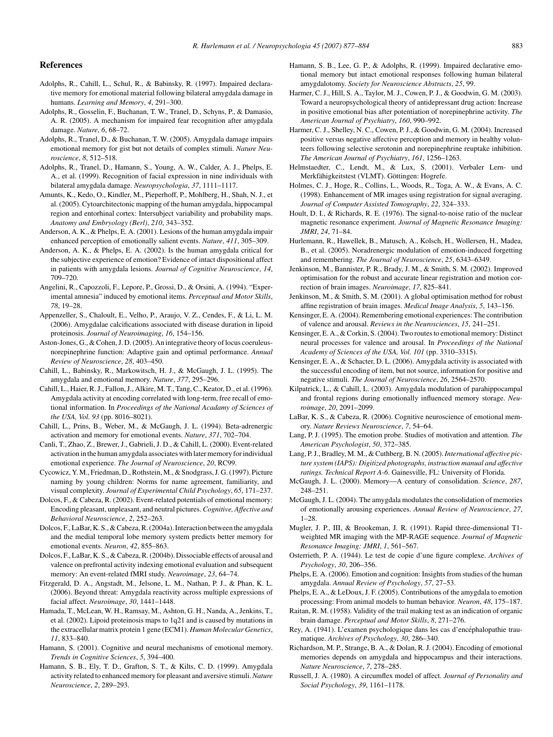## References

Adolphs, R., Cahill, L., Schul, R., & Babinsky, R. (1997). Impaired declarative memory for emotional material following bilateral amygdala damage in humans. *Learning and Memory*, *4*, 291–300.

Adolphs, R., Gosselin, F., Buchanan, T. W., Tranel, D., Schyns, P., & Damasio, A. R. (2005). A mechanism for impaired fear recognition after amygdala damage. *Nature*, *6*, 68–72.

Adolphs, R., Tranel, D., & Buchanan, T. W. (2005). Amygdala damage impairs emotional memory for gist but not details of complex stimuli. *Nature Neuroscience*, *8*, 512–518.

Adolphs, R., Tranel, D., Hamann, S., Young, A. W., Calder, A. J., Phelps, E. A., et al. (1999). Recognition of facial expression in nine individuals with bilateral amygdala damage. *Neuropsychologia*, *37*, 1111–1117.

Amunts, K., Kedo, O., Kindler, M., Pieperhoff, P., Mohlberg, H., Shah, N. J., et al. (2005). Cytoarchitectonic mapping of the human amygdala, hippocampal region and entorhinal cortex: Intersubject variability and probability maps. *Anatomy and Embryology (Berl)*, *210*, 343–352.

Anderson, A. K., & Phelps, E. A. (2001). Lesions of the human amygdala impair enhanced perception of emotionally salient events. *Nature*, *411*, 305–309.

Anderson, A. K., & Phelps, E. A. (2002). Is the human amygdala critical for the subjective experience of emotion? Evidence of intact dispositional affect in patients with amygdala lesions. *Journal of Cognitive Neuroscience*, *14*, 709–720.

Angelini, R., Capozzoli, F., Lepore, P., Grossi, D., & Orsini, A. (1994). "Experimental amnesia" induced by emotional items. *Perceptual and Motor Skills*, *78*, 19–28.

Appenzeller, S., Chaloult, E., Velho, P., Araujo, V. Z., Cendes, F., & Li, L. M. (2006). Amygdalae calcifications associated with disease duration in lipoid proteinosis. *Journal of Neuroimaging*, *16*, 154–156.

Aston-Jones, G., & Cohen, J. D. (2005). An integrative theory of locus coeruleus-norepinephrine function: Adaptive gain and optimal performance. *Annual Review of Neuroscience*, *28*, 403–450.

Cahill, L., Babinsky, R., Markowitsch, H. J., & McGaugh, J. L. (1995). The amygdala and emotional memory. *Nature*, *377*, 295–296.

Cahill, L., Haier, R. J., Fallon, J., Alkire, M. T., Tang, C., Keator, D., et al. (1996). Amygdala activity at encoding correlated with long-term, free recall of emotional information. In *Proceedings of the National Acadamy of Sciences of the USA, Vol. 93* (pp. 8016–8021).

Cahill, L., Prins, B., Weber, M., & McGaugh, J. L. (1994). Beta-adrenergic activation and memory for emotional events. *Nature*, *371*, 702–704.

Canli, T., Zhao, Z., Brewer, J., Gabrieli, J. D., & Cahill, L. (2000). Event-related activation in the human amygdala associates with later memory for individual emotional experience. *The Journal of Neuroscience*, *20*, RC99.

Cycowicz, Y. M., Friedman, D., Rothstein, M., & Snodgrass, J. G. (1997). Picture naming by young children: Norms for name agreement, familiarity, and visual complexity. *Journal of Experimental Child Psychology*, *65*, 171–237.

Dolcos, F., & Cabeza, R. (2002). Event-related potentials of emotional memory: Encoding pleasant, unpleasant, and neutral pictures. *Cognitive, Affective and Behavioral Neuroscience*, *2*, 252–263.

Dolcos, F., LaBar, K. S., & Cabeza, R. (2004a). Interaction between the amygdala and the medial temporal lobe memory system predicts better memory for emotional events. *Neuron*, *42*, 855–863.

Dolcos, F., LaBar, K. S., & Cabeza, R. (2004b). Dissociable effects of arousal and valence on prefrontal activity indexing emotional evaluation and subsequent memory: An event-related fMRI study. *Neuroimage*, *23*, 64–74.

Fitzgerald, D. A., Angstadt, M., Jelsone, L. M., Nathan, P. J., & Phan, K. L. (2006). Beyond threat: Amygdala reactivity across multiple expressions of facial affect. *Neuroimage*, *30*, 1441–1448.

Hamada, T., McLean, W. H., Ramsay, M., Ashton, G. H., Nanda, A., Jenkins, T., et al. (2002). Lipoid proteinosis maps to 1q21 and is caused by mutations in the extracellular matrix protein 1 gene (ECM1). *Human Molecular Genetics*, *11*, 833–840.

Hamann, S. (2001). Cognitive and neural mechanisms of emotional memory. *Trends in Cognitive Sciences*, *5*, 394–400.

Hamann, S. B., Ely, T. D., Grafton, S. T., & Kilts, C. D. (1999). Amygdala activity related to enhanced memory for pleasant and aversive stimuli. *Nature Neuroscience*, *2*, 289–293.

Hamann, S. B., Lee, G. P., & Adolphs, R. (1999). Impaired declarative emotional memory but intact emotional responses following human bilateral amygdalotomy. *Society for Neuroscience Abstracts*, *25*, 99.

Harmer, C. J., Hill, S. A., Taylor, M. J., Cowen, P. J., & Goodwin, G. M. (2003). Toward a neuropsychological theory of antidepressant drug action: Increase in positive emotional bias after potentiation of norepinephrine activity. *The American Journal of Psychiatry*, *160*, 990–992.

Harmer, C. J., Shelley, N. C., Cowen, P. J., & Goodwin, G. M. (2004). Increased positive versus negative affective perception and memory in healthy volunteers following selective serotonin and norepinephrine reuptake inhibition. *The American Journal of Psychiatry*, *161*, 1256–1263.

Helmstaedter, C., Lendt, M., & Lux, S. (2001). Verbaler Lern- und Merkfähigkeitstest (VLMT). Göttingen: Hogrefe.

Holmes, C. J., Hoge, R., Collins, L., Woods, R., Toga, A. W., & Evans, A. C. (1998). Enhancement of MR images using registration for signal averaging. *Journal of Computer Assisted Tomography*, *22*, 324–333.

Hoult, D. I., & Richards, R. E. (1976). The signal-to-noise ratio of the nuclear magnetic resonance experiment. *Journal of Magnetic Resonance Imaging: JMRI*, *24*, 71–84.

Hurlemann, R., Hawellek, B., Matusch, A., Kolsch, H., Wollersen, H., Madea, B., et al. (2005). Noradrenergic modulation of emotion-induced forgetting and remembering. *The Journal of Neuroscience*, *25*, 6343–6349.

Jenkinson, M., Bannister, P. R., Brady, J. M., & Smith, S. M. (2002). Improved optimisation for the robust and accurate linear registration and motion correction of brain images. *Neuroimage*, *17*, 825–841.

Jenkinson, M., & Smith, S. M. (2001). A global optimisation method for robust affine registration of brain images. *Medical Image Analysis*, *5*, 143–156.

Kensinger, E. A. (2004). Remembering emotional experiences: The contribution of valence and arousal. *Reviews in the Neurosciences*, *15*, 241–251.

Kensinger, E. A., & Corkin, S. (2004). Two routes to emotional memory: Distinct neural processes for valence and arousal. In *Proceedings of the National Academy of Sciences of the USA, Vol. 101* (pp. 3310–3315).

Kensinger, E. A., & Schacter, D. L. (2006). Amygdala activity is associated with the successful encoding of item, but not source, information for positive and negative stimuli. *The Journal of Neuroscience*, *26*, 2564–2570.

Kilpatrick, L., & Cahill, L. (2003). Amygdala modulation of parahippocampal and frontal regions during emotionally influenced memory storage. *Neuroimage*, *20*, 2091–2099.

LaBar, K. S., & Cabeza, R. (2006). Cognitive neuroscience of emotional memory. *Nature Reviews Neuroscience*, *7*, 54–64.

Lang, P. J. (1995). The emotion probe. Studies of motivation and attention. *The American Psychologist*, *50*, 372–385.

Lang, P. J., Bradley, M. M., & Cuthberg, B. N. (2005). *International affective picture system (IAPS): Digitized photographs, instruction manual and affective ratings. Technical Report A-6*. Gainesville, FL: University of Florida.

McGaugh, J. L. (2000). Memory—A century of consolidation. *Science*, *287*, 248–251.

McGaugh, J. L. (2004). The amygdala modulates the consolidation of memories of emotionally arousing experiences. *Annual Review of Neuroscience*, *27*, 1–28.

Mugler, J. P., III, & Brookeman, J. R. (1991). Rapid three-dimensional T1-weighted MR imaging with the MP-RAGE sequence. *Journal of Magnetic Resonance Imaging: JMRI*, *1*, 561–567.

Osterrieth, P. A. (1944). Le test de copie d'une figure complexe. *Archives of Psychology*, *30*, 206–356.

Phelps, E. A. (2006). Emotion and cognition: Insights from studies of the human amygdala. *Annual Review of Psychology*, *57*, 27–53.

Phelps, E. A., & LeDoux, J. F. (2005). Contributions of the amygdala to emotion processing: From animal models to human behavior. *Neuron*, *48*, 175–187.

Raitan, R. M. (1958). Validity of the trail making test as an indication of organic brain damage. *Perceptual and Motor Skills*, *8*, 271–276.

Rey, A. (1941). L'examen psychologique dans les cas d'encéphalopathie traumatique. *Archives of Psychology*, *30*, 286–340.

Richardson, M. P., Strange, B. A., & Dolan, R. J. (2004). Encoding of emotional memories depends on amygdala and hippocampus and their interactions. *Nature Neuroscience*, *7*, 278–285.

Russell, J. A. (1980). A circumflex model of affect. *Journal of Personality and Social Psychology*, *39*, 1161–1178.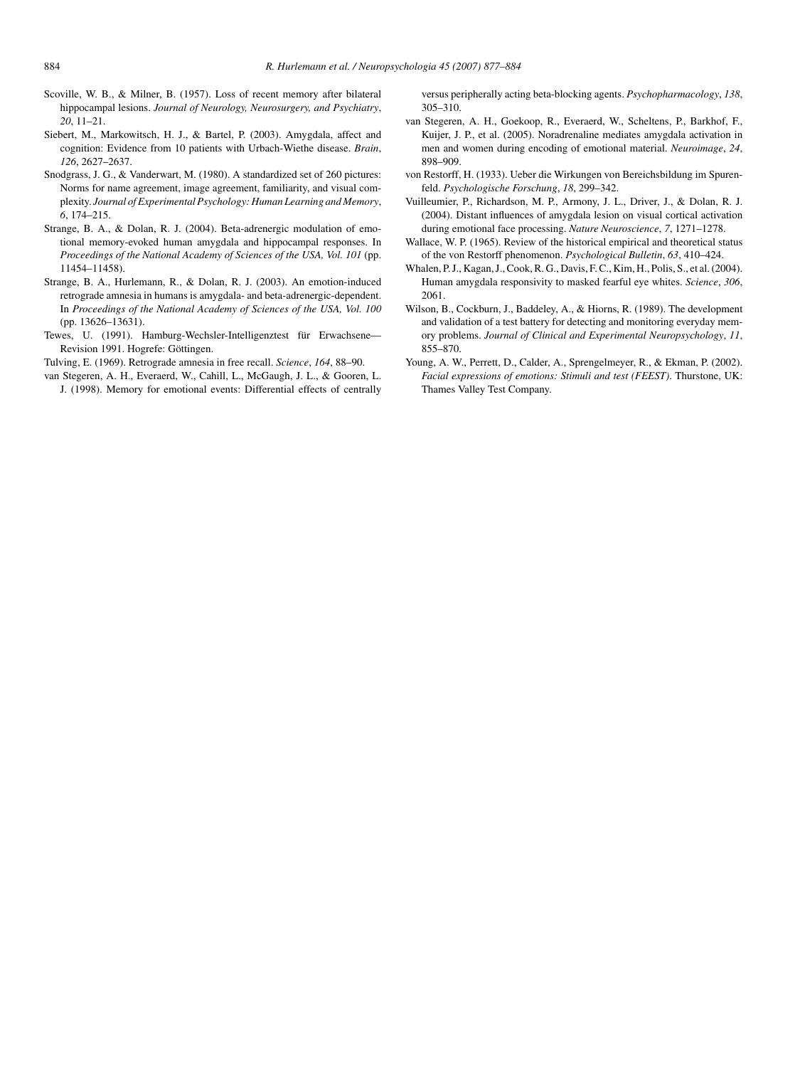Scoville, W. B., & Milner, B. (1957). Loss of recent memory after bilateral hippocampal lesions. *Journal of Neurology, Neurosurgery, and Psychiatry*, *20*, 11–21.

Siebert, M., Markowitsch, H. J., & Bartel, P. (2003). Amygdala, affect and cognition: Evidence from 10 patients with Urbach-Wiethe disease. *Brain*, *126*, 2627–2637.

Snodgrass, J. G., & Vanderwart, M. (1980). A standardized set of 260 pictures: Norms for name agreement, image agreement, familiarity, and visual complexity. *Journal of Experimental Psychology: Human Learning and Memory*, *6*, 174–215.

Strange, B. A., & Dolan, R. J. (2004). Beta-adrenergic modulation of emotional memory-evoked human amygdala and hippocampal responses. In *Proceedings of the National Academy of Sciences of the USA, Vol. 101* (pp. 11454–11458).

Strange, B. A., Hurlemann, R., & Dolan, R. J. (2003). An emotion-induced retrograde amnesia in humans is amygdala- and beta-adrenergic-dependent. In *Proceedings of the National Academy of Sciences of the USA, Vol. 100* (pp. 13626–13631).

Tewes, U. (1991). Hamburg-Wechsler-Intelligenztest für Erwachsene—Revision 1991. Hogrefe: Göttingen.

Tulving, E. (1969). Retrograde amnesia in free recall. *Science*, *164*, 88–90.

van Stegeren, A. H., Everaerd, W., Cahill, L., McGaugh, J. L., & Gooren, L. J. (1998). Memory for emotional events: Differential effects of centrally versus peripherally acting beta-blocking agents. *Psychopharmacology*, *138*, 305–310.

van Stegeren, A. H., Goekoop, R., Everaerd, W., Scheltens, P., Barkhof, F., Kuijer, J. P., et al. (2005). Noradrenaline mediates amygdala activation in men and women during encoding of emotional material. *Neuroimage*, *24*, 898–909.

von Restorff, H. (1933). Ueber die Wirkungen von Bereichsbildung im Spurenfeld. *Psychologische Forschung*, *18*, 299–342.

Vuilleumier, P., Richardson, M. P., Armony, J. L., Driver, J., & Dolan, R. J. (2004). Distant influences of amygdala lesion on visual cortical activation during emotional face processing. *Nature Neuroscience*, *7*, 1271–1278.

Wallace, W. P. (1965). Review of the historical empirical and theoretical status of the von Restorff phenomenon. *Psychological Bulletin*, *63*, 410–424.

Whalen, P. J., Kagan, J., Cook, R. G., Davis, F. C., Kim, H., Polis, S., et al. (2004). Human amygdala responsivity to masked fearful eye whites. *Science*, *306*, 2061.

Wilson, B., Cockburn, J., Baddeley, A., & Hiorns, R. (1989). The development and validation of a test battery for detecting and monitoring everyday memory problems. *Journal of Clinical and Experimental Neuropsychology*, *11*, 855–870.

Young, A. W., Perrett, D., Calder, A., Sprengelmeyer, R., & Ekman, P. (2002). *Facial expressions of emotions: Stimuli and test (FEEST)*. Thurstone, UK: Thames Valley Test Company.